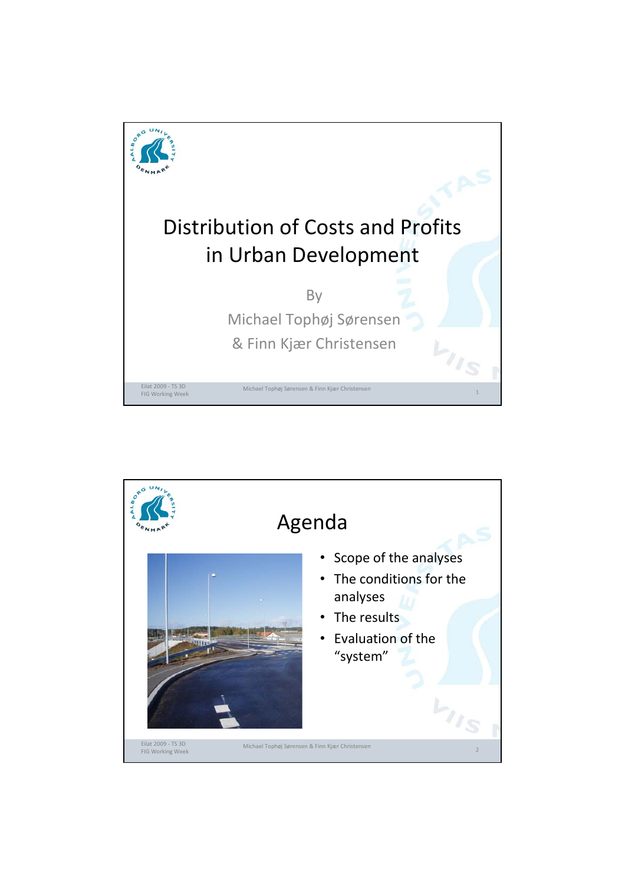# Distribution of Costs and Profits in Urban Development

By

Michael Tophøj Sørensen

& Finn Kjær Christensen

## Agenda

- Scope of the analyses
- The conditions for the analyses
- The results
- Evaluation of the "system"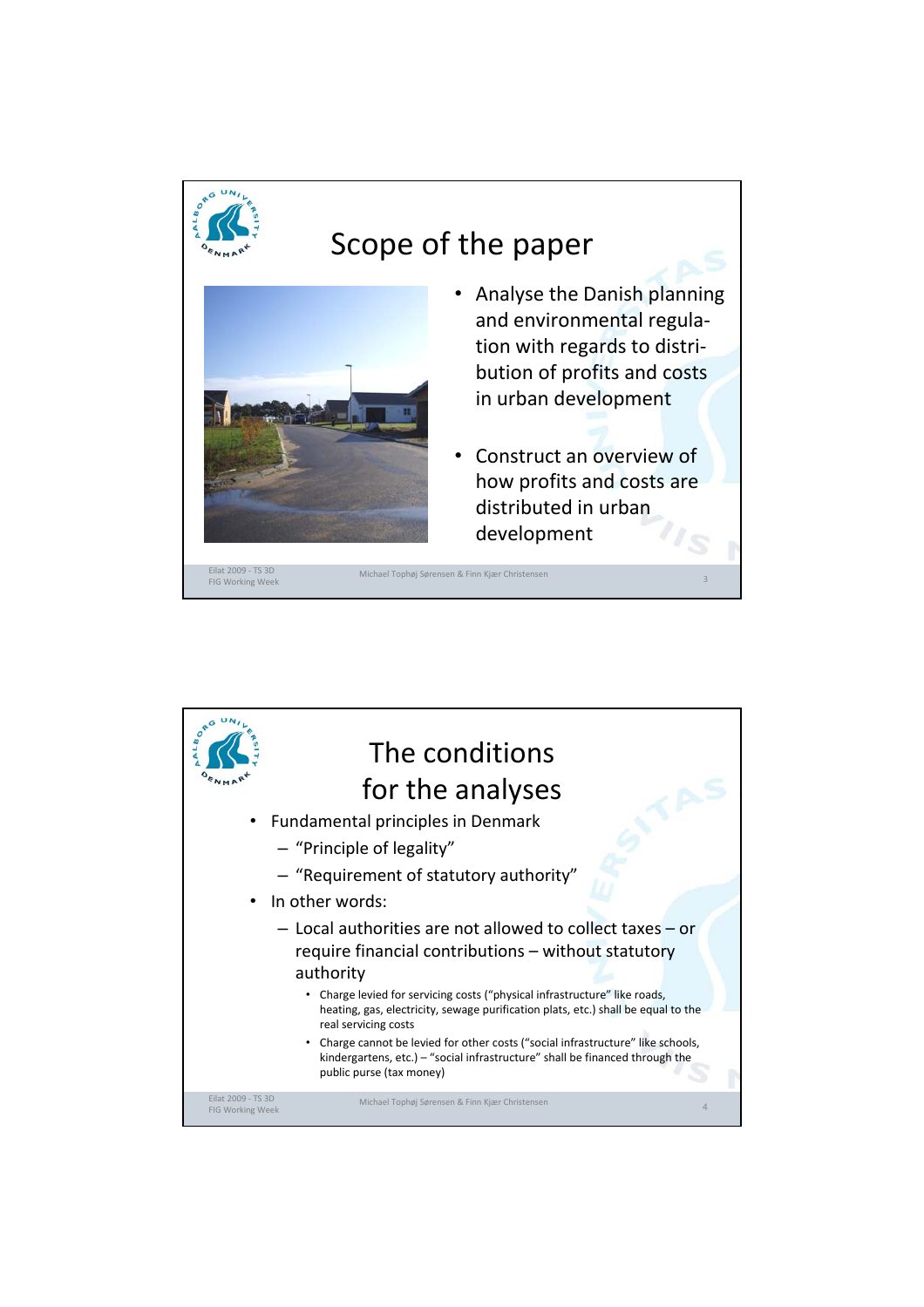## Scope of the paper

- Analyse the Danish planning and environmental regulation with regards to distribution of profits and costs in urban development
- Construct an overview of how profits and costs are distributed in urban development

## The conditions for the analyses

- Fundamental principles in Denmark
  - "Principle of legality"
  - "Requirement of statutory authority"
- In other words:
  - Local authorities are not allowed to collect taxes – or require financial contributions – without statutory authority
    - Charge levied for servicing costs ("physical infrastructure" like roads, heating, gas, electricity, sewage purification plats, etc.) shall be equal to the real servicing costs
    - Charge cannot be levied for other costs ("social infrastructure" like schools, kindergartens, etc.) – "social infrastructure" shall be financed through the public purse (tax money)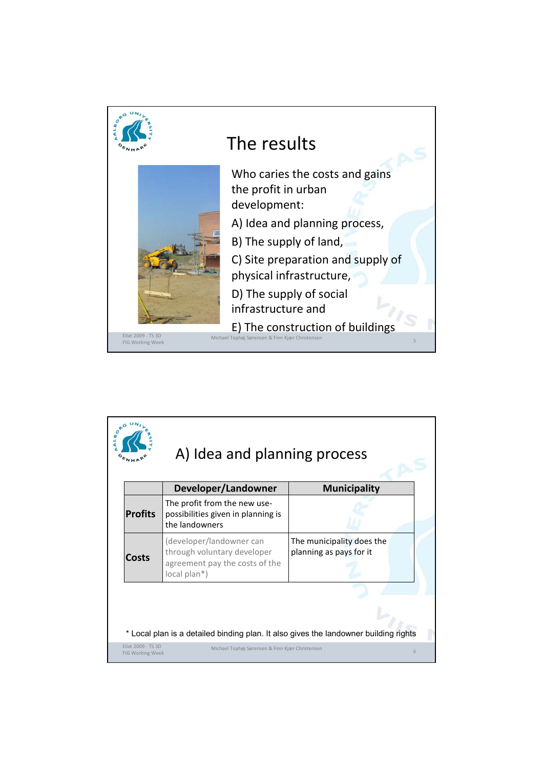# The results

Who caries the costs and gains the profit in urban development:

A) Idea and planning process,

B) The supply of land,

C) Site preparation and supply of physical infrastructure,

D) The supply of social infrastructure and

E) The construction of buildings

# A) Idea and planning process

| | Developer/Landowner | Municipality |
|---|---|---|
| **Profits** | The profit from the new use-possibilities given in planning is the landowners | |
| **Costs** | (developer/landowner can through voluntary developer agreement pay the costs of the local plan*) | The municipality does the planning as pays for it |

* Local plan is a detailed binding plan. It also gives the landowner building rights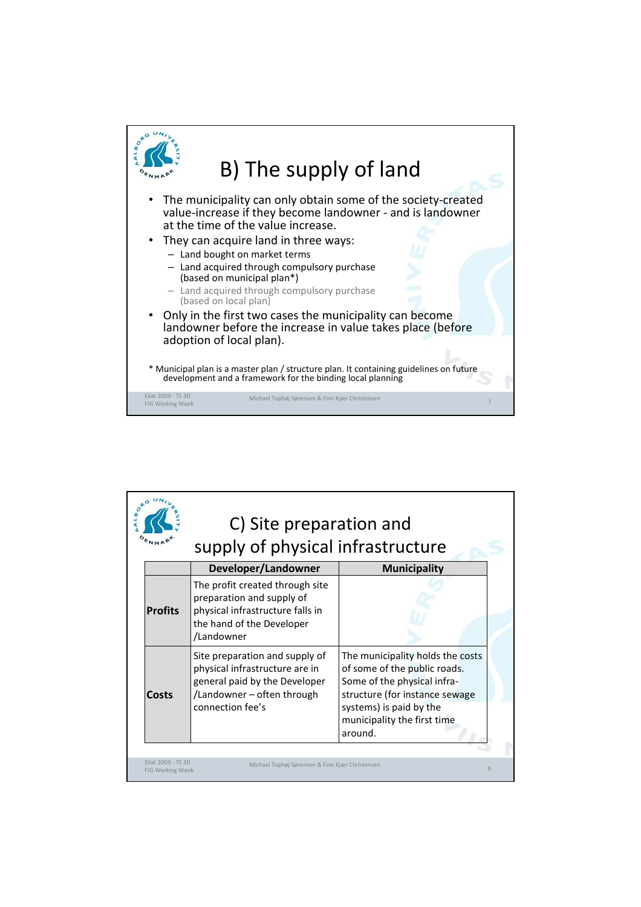## B) The supply of land

- The municipality can only obtain some of the society-created value-increase if they become landowner - and is landowner at the time of the value increase.
- They can acquire land in three ways:
  - Land bought on market terms
  - Land acquired through compulsory purchase (based on municipal plan*)
  - Land acquired through compulsory purchase (based on local plan)
- Only in the first two cases the municipality can become landowner before the increase in value takes place (before adoption of local plan).

\* Municipal plan is a master plan / structure plan. It containing guidelines on future development and a framework for the binding local planning

## C) Site preparation and supply of physical infrastructure

| | Developer/Landowner | Municipality |
|---|---|---|
| **Profits** | The profit created through site preparation and supply of physical infrastructure falls in the hand of the Developer /Landowner | |
| **Costs** | Site preparation and supply of physical infrastructure are in general paid by the Developer /Landowner – often through connection fee's | The municipality holds the costs of some of the public roads. Some of the physical infra-structure (for instance sewage systems) is paid by the municipality the first time around. |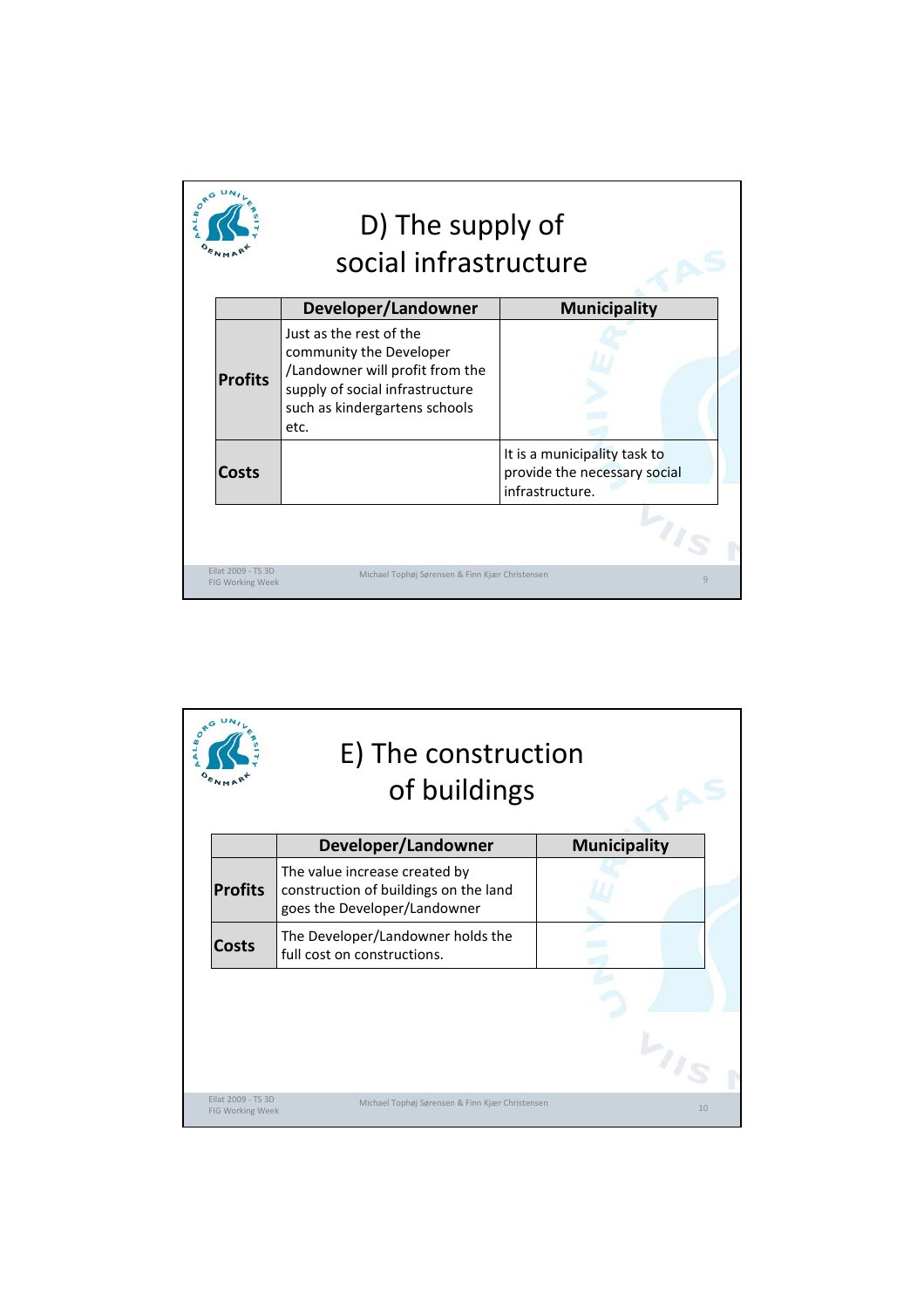# D) The supply of social infrastructure

| | Developer/Landowner | Municipality |
|---|---|---|
| **Profits** | Just as the rest of the community the Developer /Landowner will profit from the supply of social infrastructure such as kindergartens schools etc. | |
| **Costs** | | It is a municipality task to provide the necessary social infrastructure. |

# E) The construction of buildings

| | Developer/Landowner | Municipality |
|---|---|---|
| **Profits** | The value increase created by construction of buildings on the land goes the Developer/Landowner | |
| **Costs** | The Developer/Landowner holds the full cost on constructions. | |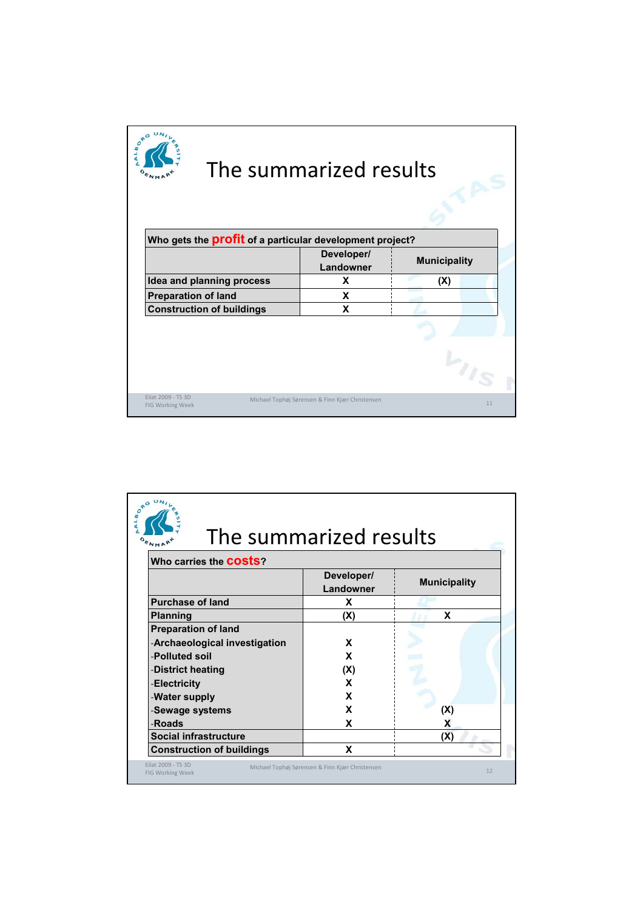# The summarized results

| Who gets the **profit** of a particular development project? | | |
|---|---|---|
| | **Developer/ Landowner** | **Municipality** |
| **Idea and planning process** | **X** | **(X)** |
| **Preparation of land** | **X** | |
| **Construction of buildings** | **X** | |

# The summarized results

| Who carries the **costs**? | | |
|---|---|---|
| | **Developer/ Landowner** | **Municipality** |
| **Purchase of land** | **X** | |
| **Planning** | **(X)** | **X** |
| **Preparation of land** | | |
| -**Archaeological investigation** | **X** | |
| -**Polluted soil** | **X** | |
| -**District heating** | **(X)** | |
| -**Electricity** | **X** | |
| -**Water supply** | **X** | |
| -**Sewage systems** | **X** | **(X)** |
| -**Roads** | **X** | **X** |
| **Social infrastructure** | | **(X)** |
| **Construction of buildings** | **X** | |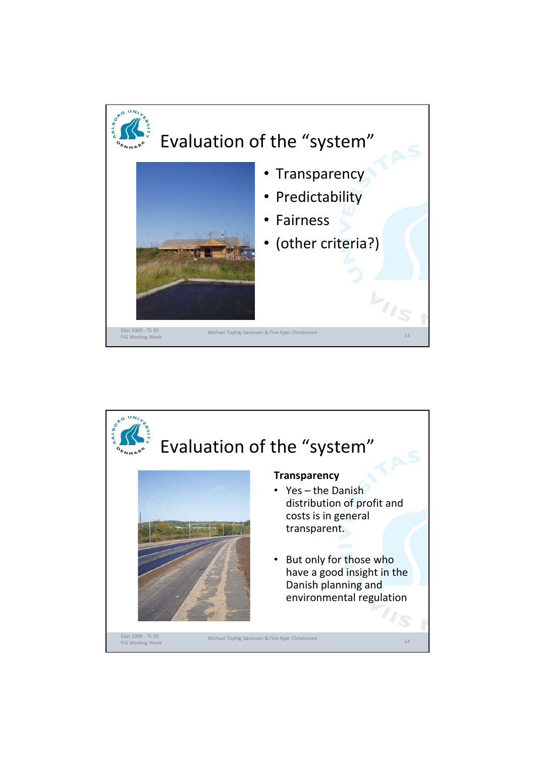# Evaluation of the "system"

- Transparency
- Predictability
- Fairness
- (other criteria?)

# Evaluation of the "system"

**Transparency**

- Yes – the Danish distribution of profit and costs is in general transparent.
- But only for those who have a good insight in the Danish planning and environmental regulation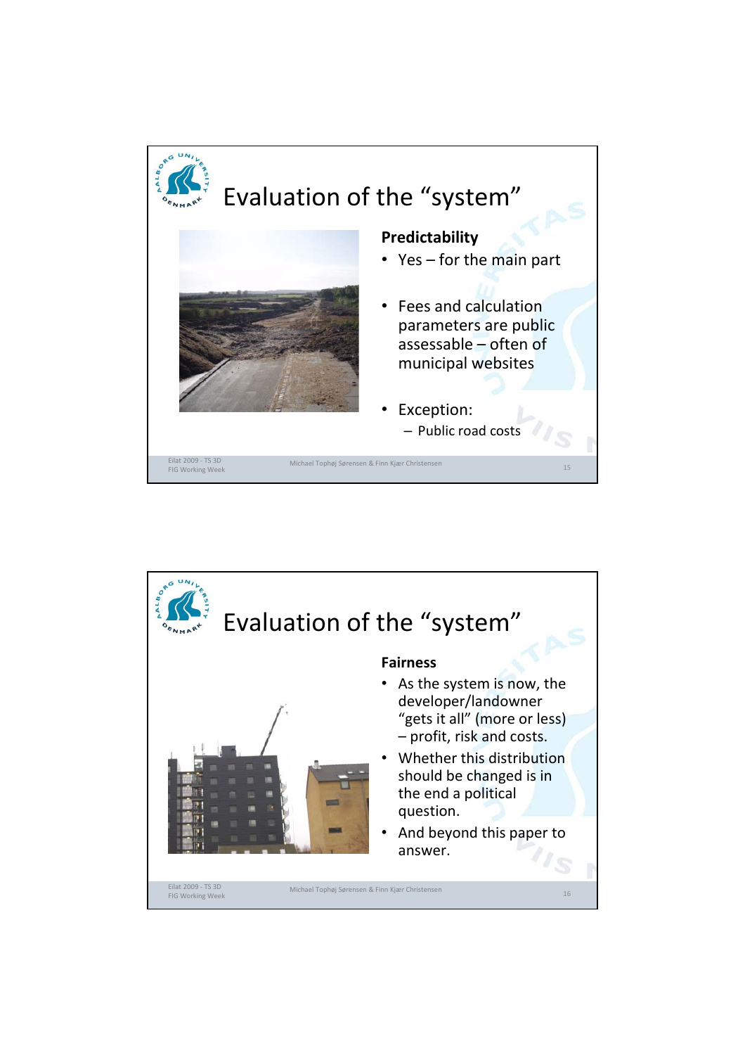# Evaluation of the "system"

**Predictability**

- Yes – for the main part
- Fees and calculation parameters are public assessable – often of municipal websites
- Exception:
  - Public road costs

# Evaluation of the "system"

**Fairness**

- As the system is now, the developer/landowner "gets it all" (more or less) – profit, risk and costs.
- Whether this distribution should be changed is in the end a political question.
- And beyond this paper to answer.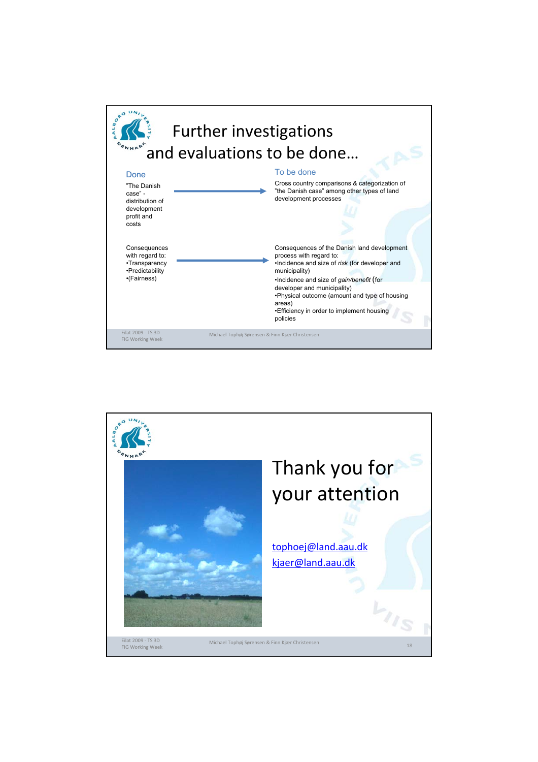# Further investigations and evaluations to be done…

**Done**

"The Danish case" - distribution of development profit and costs

→

**To be done**

Cross country comparisons & categorization of "the Danish case" among other types of land development processes

Consequences with regard to:
- Transparency
- Predictability
- (Fairness)

→

Consequences of the Danish land development process with regard to:
- Incidence and size of *risk* (for developer and municipality)
- Incidence and size of *gain/benefit* (for developer and municipality)
- Physical outcome (amount and type of housing areas)
- Efficiency in order to implement housing policies

# Thank you for your attention

tophoej@land.aau.dk

kjaer@land.aau.dk